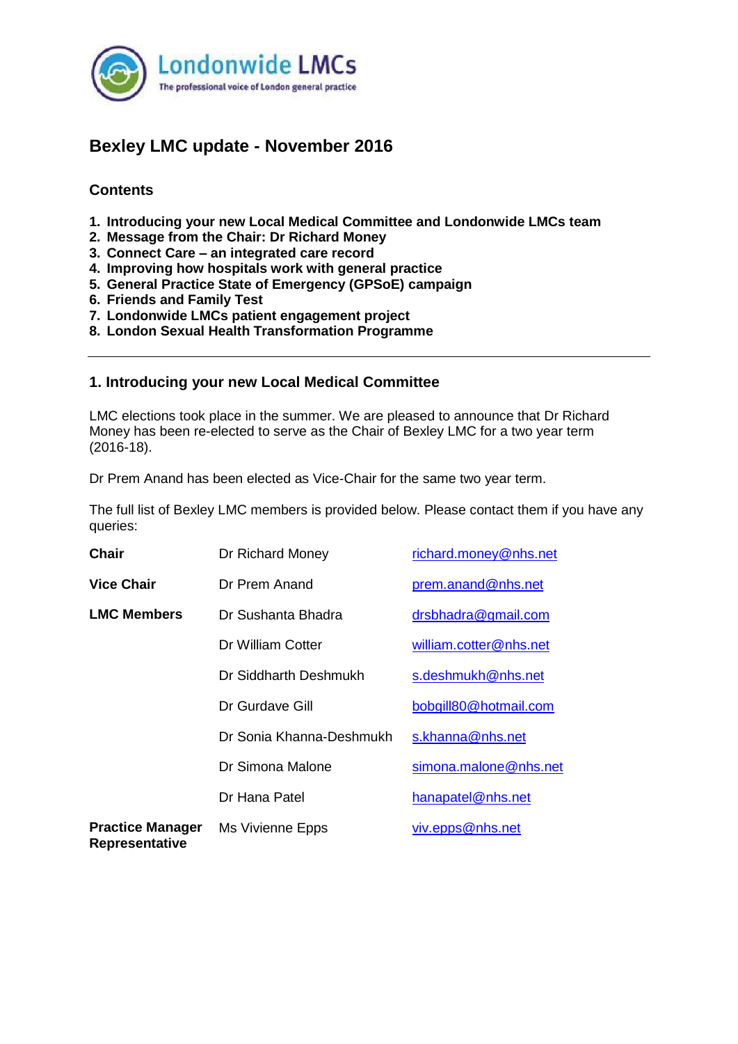# Bexley LMC update - November 2016

## Contents

1. **Introducing your new Local Medical Committee and Londonwide LMCs team**
2. **Message from the Chair: Dr Richard Money**
3. **Connect Care – an integrated care record**
4. **Improving how hospitals work with general practice**
5. **General Practice State of Emergency (GPSoE) campaign**
6. **Friends and Family Test**
7. **Londonwide LMCs patient engagement project**
8. **London Sexual Health Transformation Programme**

---

## 1. Introducing your new Local Medical Committee

LMC elections took place in the summer. We are pleased to announce that Dr Richard Money has been re-elected to serve as the Chair of Bexley LMC for a two year term (2016-18).

Dr Prem Anand has been elected as Vice-Chair for the same two year term.

The full list of Bexley LMC members is provided below. Please contact them if you have any queries:

| | | |
|---|---|---|
| **Chair** | Dr Richard Money | richard.money@nhs.net |
| **Vice Chair** | Dr Prem Anand | prem.anand@nhs.net |
| **LMC Members** | Dr Sushanta Bhadra | drsbhadra@gmail.com |
| | Dr William Cotter | william.cotter@nhs.net |
| | Dr Siddharth Deshmukh | s.deshmukh@nhs.net |
| | Dr Gurdave Gill | bobgill80@hotmail.com |
| | Dr Sonia Khanna-Deshmukh | s.khanna@nhs.net |
| | Dr Simona Malone | simona.malone@nhs.net |
| | Dr Hana Patel | hanapatel@nhs.net |
| **Practice Manager Representative** | Ms Vivienne Epps | viv.epps@nhs.net |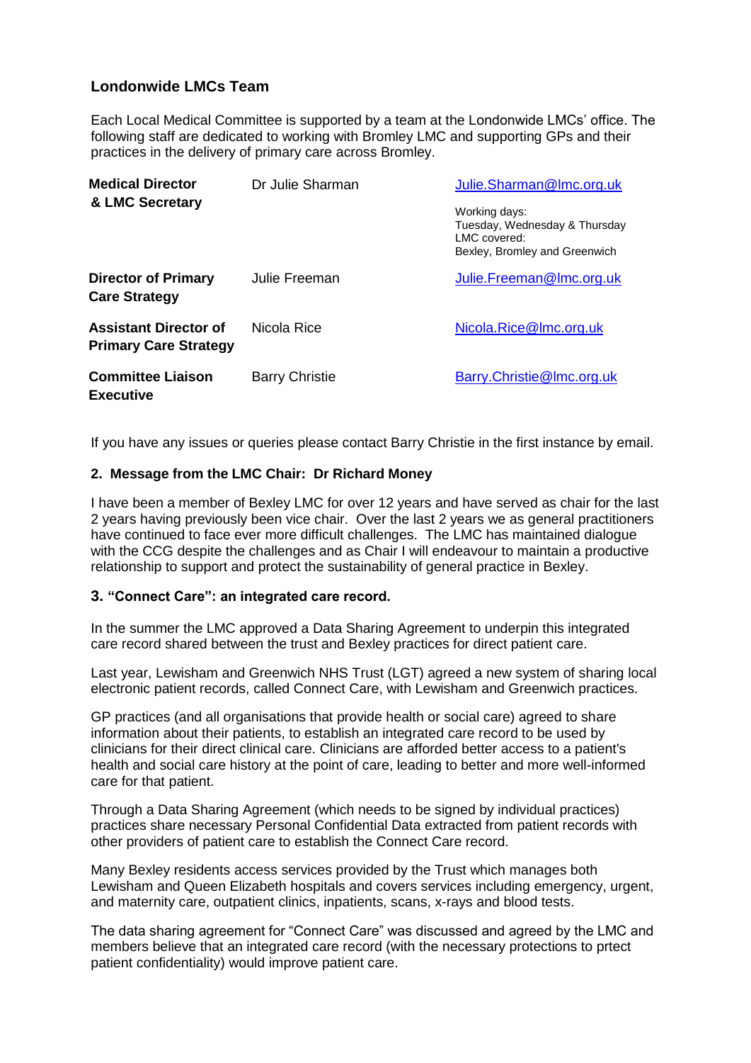## Londonwide LMCs Team

Each Local Medical Committee is supported by a team at the Londonwide LMCs' office. The following staff are dedicated to working with Bromley LMC and supporting GPs and their practices in the delivery of primary care across Bromley.

| | | |
|---|---|---|
| **Medical Director & LMC Secretary** | Dr Julie Sharman | Julie.Sharman@lmc.org.uk<br>Working days:<br>Tuesday, Wednesday & Thursday<br>LMC covered:<br>Bexley, Bromley and Greenwich |
| **Director of Primary Care Strategy** | Julie Freeman | Julie.Freeman@lmc.org.uk |
| **Assistant Director of Primary Care Strategy** | Nicola Rice | Nicola.Rice@lmc.org.uk |
| **Committee Liaison Executive** | Barry Christie | Barry.Christie@lmc.org.uk |

If you have any issues or queries please contact Barry Christie in the first instance by email.

### 2. Message from the LMC Chair: Dr Richard Money

I have been a member of Bexley LMC for over 12 years and have served as chair for the last 2 years having previously been vice chair. Over the last 2 years we as general practitioners have continued to face ever more difficult challenges. The LMC has maintained dialogue with the CCG despite the challenges and as Chair I will endeavour to maintain a productive relationship to support and protect the sustainability of general practice in Bexley.

### 3. "Connect Care": an integrated care record.

In the summer the LMC approved a Data Sharing Agreement to underpin this integrated care record shared between the trust and Bexley practices for direct patient care.

Last year, Lewisham and Greenwich NHS Trust (LGT) agreed a new system of sharing local electronic patient records, called Connect Care, with Lewisham and Greenwich practices.

GP practices (and all organisations that provide health or social care) agreed to share information about their patients, to establish an integrated care record to be used by clinicians for their direct clinical care. Clinicians are afforded better access to a patient's health and social care history at the point of care, leading to better and more well-informed care for that patient.

Through a Data Sharing Agreement (which needs to be signed by individual practices) practices share necessary Personal Confidential Data extracted from patient records with other providers of patient care to establish the Connect Care record.

Many Bexley residents access services provided by the Trust which manages both Lewisham and Queen Elizabeth hospitals and covers services including emergency, urgent, and maternity care, outpatient clinics, inpatients, scans, x-rays and blood tests.

The data sharing agreement for "Connect Care" was discussed and agreed by the LMC and members believe that an integrated care record (with the necessary protections to prtect patient confidentiality) would improve patient care.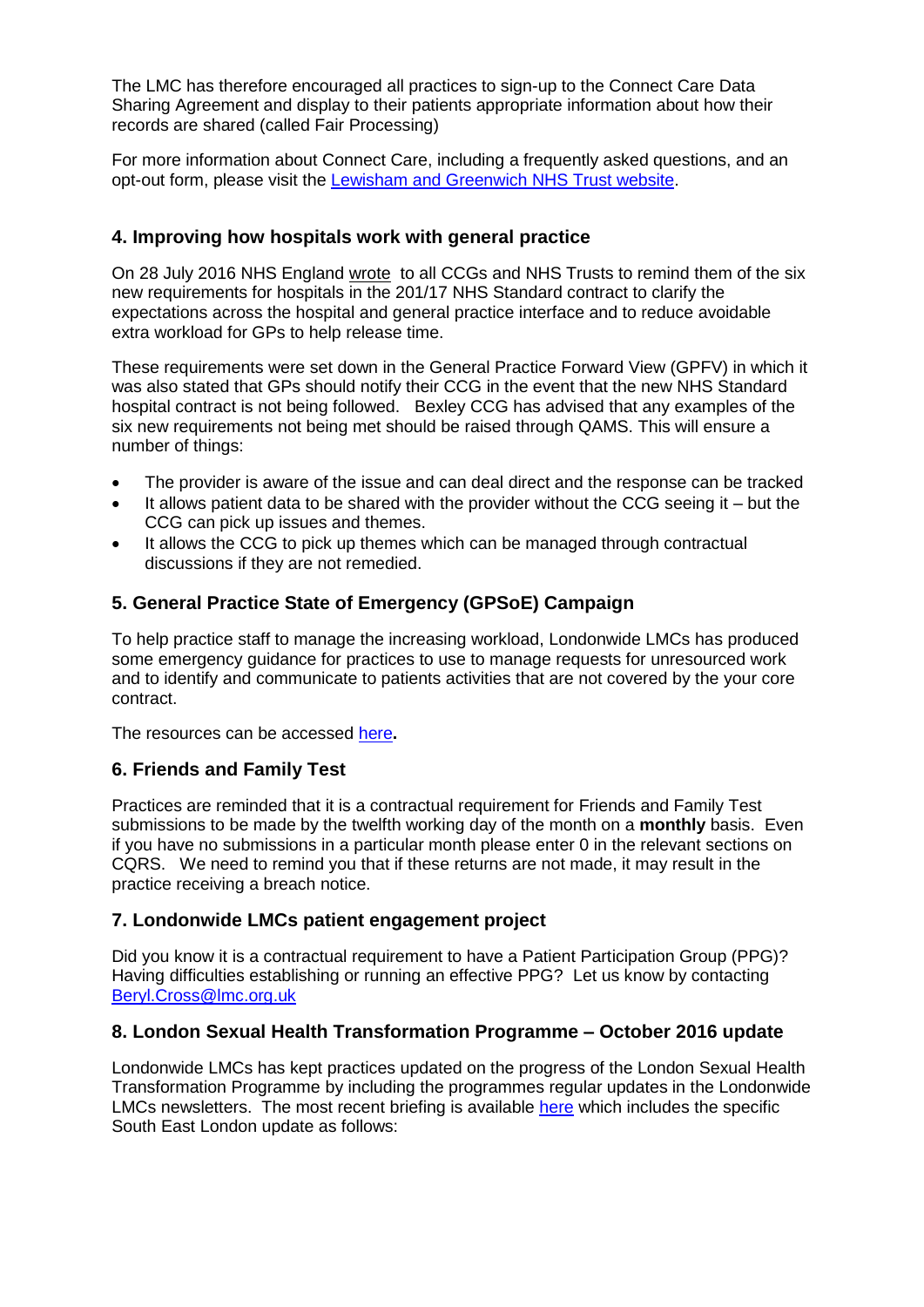The LMC has therefore encouraged all practices to sign-up to the Connect Care Data Sharing Agreement and display to their patients appropriate information about how their records are shared (called Fair Processing)

For more information about Connect Care, including a frequently asked questions, and an opt-out form, please visit the Lewisham and Greenwich NHS Trust website.

## 4. Improving how hospitals work with general practice

On 28 July 2016 NHS England wrote to all CCGs and NHS Trusts to remind them of the six new requirements for hospitals in the 201/17 NHS Standard contract to clarify the expectations across the hospital and general practice interface and to reduce avoidable extra workload for GPs to help release time.

These requirements were set down in the General Practice Forward View (GPFV) in which it was also stated that GPs should notify their CCG in the event that the new NHS Standard hospital contract is not being followed. Bexley CCG has advised that any examples of the six new requirements not being met should be raised through QAMS. This will ensure a number of things:

- The provider is aware of the issue and can deal direct and the response can be tracked
- It allows patient data to be shared with the provider without the CCG seeing it – but the CCG can pick up issues and themes.
- It allows the CCG to pick up themes which can be managed through contractual discussions if they are not remedied.

## 5. General Practice State of Emergency (GPSoE) Campaign

To help practice staff to manage the increasing workload, Londonwide LMCs has produced some emergency guidance for practices to use to manage requests for unresourced work and to identify and communicate to patients activities that are not covered by the your core contract.

The resources can be accessed here**.**

## 6. Friends and Family Test

Practices are reminded that it is a contractual requirement for Friends and Family Test submissions to be made by the twelfth working day of the month on a **monthly** basis. Even if you have no submissions in a particular month please enter 0 in the relevant sections on CQRS. We need to remind you that if these returns are not made, it may result in the practice receiving a breach notice.

## 7. Londonwide LMCs patient engagement project

Did you know it is a contractual requirement to have a Patient Participation Group (PPG)? Having difficulties establishing or running an effective PPG? Let us know by contacting Beryl.Cross@lmc.org.uk

## 8. London Sexual Health Transformation Programme – October 2016 update

Londonwide LMCs has kept practices updated on the progress of the London Sexual Health Transformation Programme by including the programmes regular updates in the Londonwide LMCs newsletters. The most recent briefing is available here which includes the specific South East London update as follows: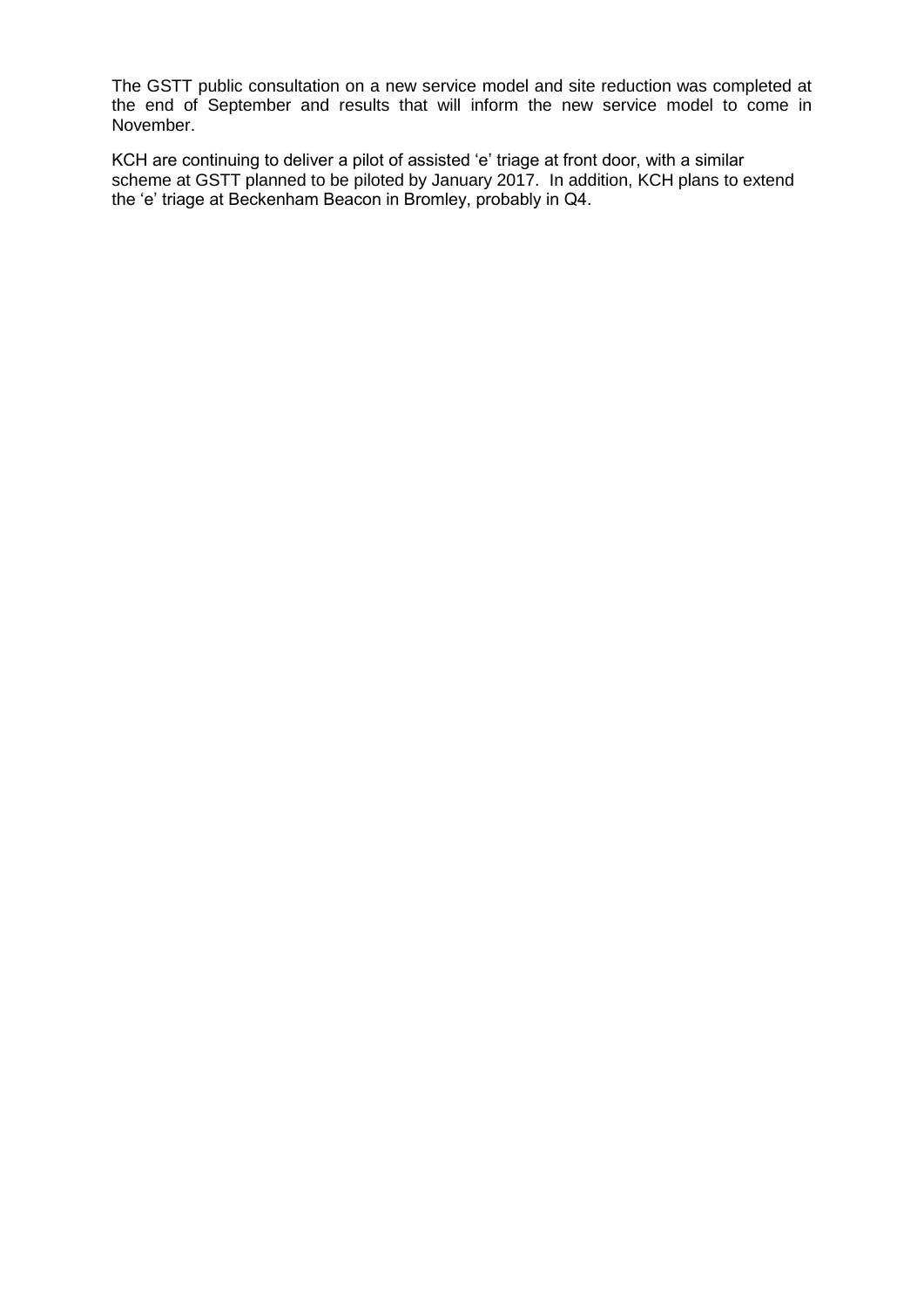The GSTT public consultation on a new service model and site reduction was completed at the end of September and results that will inform the new service model to come in November.

KCH are continuing to deliver a pilot of assisted 'e' triage at front door, with a similar scheme at GSTT planned to be piloted by January 2017. In addition, KCH plans to extend the 'e' triage at Beckenham Beacon in Bromley, probably in Q4.